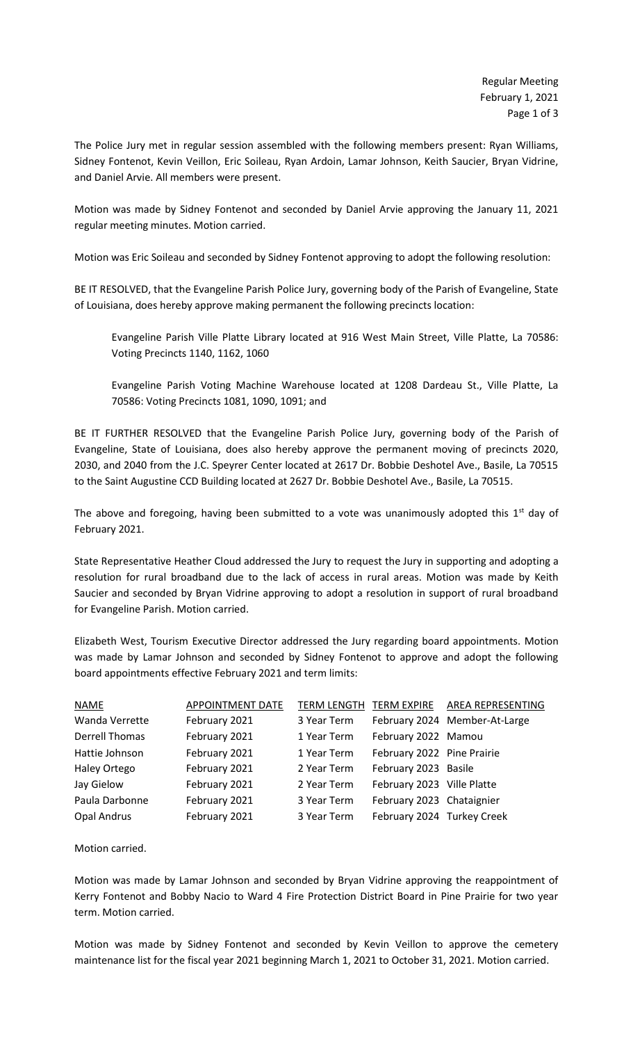The Police Jury met in regular session assembled with the following members present: Ryan Williams, Sidney Fontenot, Kevin Veillon, Eric Soileau, Ryan Ardoin, Lamar Johnson, Keith Saucier, Bryan Vidrine, and Daniel Arvie. All members were present.

Motion was made by Sidney Fontenot and seconded by Daniel Arvie approving the January 11, 2021 regular meeting minutes. Motion carried.

Motion was Eric Soileau and seconded by Sidney Fontenot approving to adopt the following resolution:

BE IT RESOLVED, that the Evangeline Parish Police Jury, governing body of the Parish of Evangeline, State of Louisiana, does hereby approve making permanent the following precincts location:

> Evangeline Parish Ville Platte Library located at 916 West Main Street, Ville Platte, La 70586: Voting Precincts 1140, 1162, 1060
>
> Evangeline Parish Voting Machine Warehouse located at 1208 Dardeau St., Ville Platte, La 70586: Voting Precincts 1081, 1090, 1091; and

BE IT FURTHER RESOLVED that the Evangeline Parish Police Jury, governing body of the Parish of Evangeline, State of Louisiana, does also hereby approve the permanent moving of precincts 2020, 2030, and 2040 from the J.C. Speyrer Center located at 2617 Dr. Bobbie Deshotel Ave., Basile, La 70515 to the Saint Augustine CCD Building located at 2627 Dr. Bobbie Deshotel Ave., Basile, La 70515.

The above and foregoing, having been submitted to a vote was unanimously adopted this 1st day of February 2021.

State Representative Heather Cloud addressed the Jury to request the Jury in supporting and adopting a resolution for rural broadband due to the lack of access in rural areas. Motion was made by Keith Saucier and seconded by Bryan Vidrine approving to adopt a resolution in support of rural broadband for Evangeline Parish. Motion carried.

Elizabeth West, Tourism Executive Director addressed the Jury regarding board appointments. Motion was made by Lamar Johnson and seconded by Sidney Fontenot to approve and adopt the following board appointments effective February 2021 and term limits:

| NAME | APPOINTMENT DATE | TERM LENGTH | TERM EXPIRE | AREA REPRESENTING |
|---|---|---|---|---|
| Wanda Verrette | February 2021 | 3 Year Term | February 2024 | Member-At-Large |
| Derrell Thomas | February 2021 | 1 Year Term | February 2022 | Mamou |
| Hattie Johnson | February 2021 | 1 Year Term | February 2022 | Pine Prairie |
| Haley Ortego | February 2021 | 2 Year Term | February 2023 | Basile |
| Jay Gielow | February 2021 | 2 Year Term | February 2023 | Ville Platte |
| Paula Darbonne | February 2021 | 3 Year Term | February 2023 | Chataignier |
| Opal Andrus | February 2021 | 3 Year Term | February 2024 | Turkey Creek |

Motion carried.

Motion was made by Lamar Johnson and seconded by Bryan Vidrine approving the reappointment of Kerry Fontenot and Bobby Nacio to Ward 4 Fire Protection District Board in Pine Prairie for two year term. Motion carried.

Motion was made by Sidney Fontenot and seconded by Kevin Veillon to approve the cemetery maintenance list for the fiscal year 2021 beginning March 1, 2021 to October 31, 2021. Motion carried.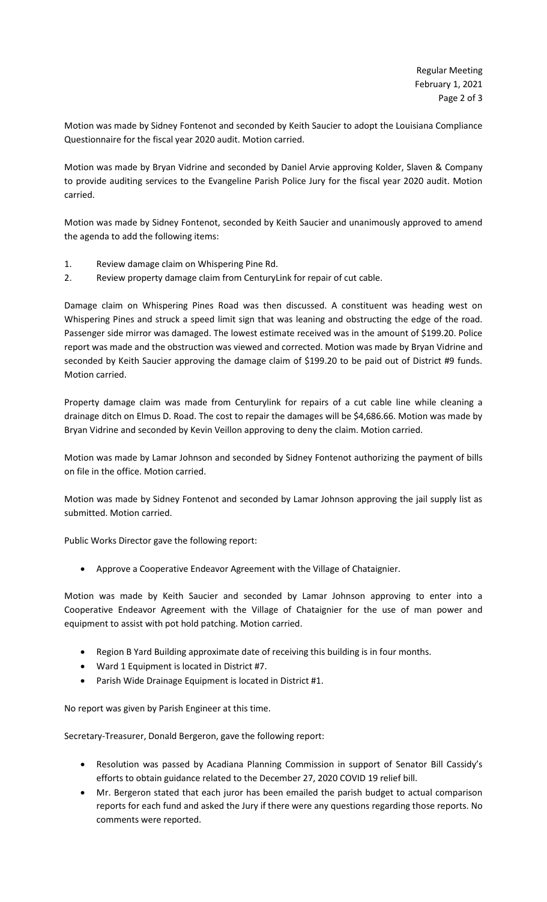Motion was made by Sidney Fontenot and seconded by Keith Saucier to adopt the Louisiana Compliance Questionnaire for the fiscal year 2020 audit. Motion carried.

Motion was made by Bryan Vidrine and seconded by Daniel Arvie approving Kolder, Slaven & Company to provide auditing services to the Evangeline Parish Police Jury for the fiscal year 2020 audit. Motion carried.

Motion was made by Sidney Fontenot, seconded by Keith Saucier and unanimously approved to amend the agenda to add the following items:

1. Review damage claim on Whispering Pine Rd.
2. Review property damage claim from CenturyLink for repair of cut cable.

Damage claim on Whispering Pines Road was then discussed. A constituent was heading west on Whispering Pines and struck a speed limit sign that was leaning and obstructing the edge of the road. Passenger side mirror was damaged. The lowest estimate received was in the amount of $199.20. Police report was made and the obstruction was viewed and corrected. Motion was made by Bryan Vidrine and seconded by Keith Saucier approving the damage claim of $199.20 to be paid out of District #9 funds. Motion carried.

Property damage claim was made from Centurylink for repairs of a cut cable line while cleaning a drainage ditch on Elmus D. Road. The cost to repair the damages will be $4,686.66. Motion was made by Bryan Vidrine and seconded by Kevin Veillon approving to deny the claim. Motion carried.

Motion was made by Lamar Johnson and seconded by Sidney Fontenot authorizing the payment of bills on file in the office. Motion carried.

Motion was made by Sidney Fontenot and seconded by Lamar Johnson approving the jail supply list as submitted. Motion carried.

Public Works Director gave the following report:

- Approve a Cooperative Endeavor Agreement with the Village of Chataignier.

Motion was made by Keith Saucier and seconded by Lamar Johnson approving to enter into a Cooperative Endeavor Agreement with the Village of Chataignier for the use of man power and equipment to assist with pot hold patching. Motion carried.

- Region B Yard Building approximate date of receiving this building is in four months.
- Ward 1 Equipment is located in District #7.
- Parish Wide Drainage Equipment is located in District #1.

No report was given by Parish Engineer at this time.

Secretary-Treasurer, Donald Bergeron, gave the following report:

- Resolution was passed by Acadiana Planning Commission in support of Senator Bill Cassidy's efforts to obtain guidance related to the December 27, 2020 COVID 19 relief bill.
- Mr. Bergeron stated that each juror has been emailed the parish budget to actual comparison reports for each fund and asked the Jury if there were any questions regarding those reports. No comments were reported.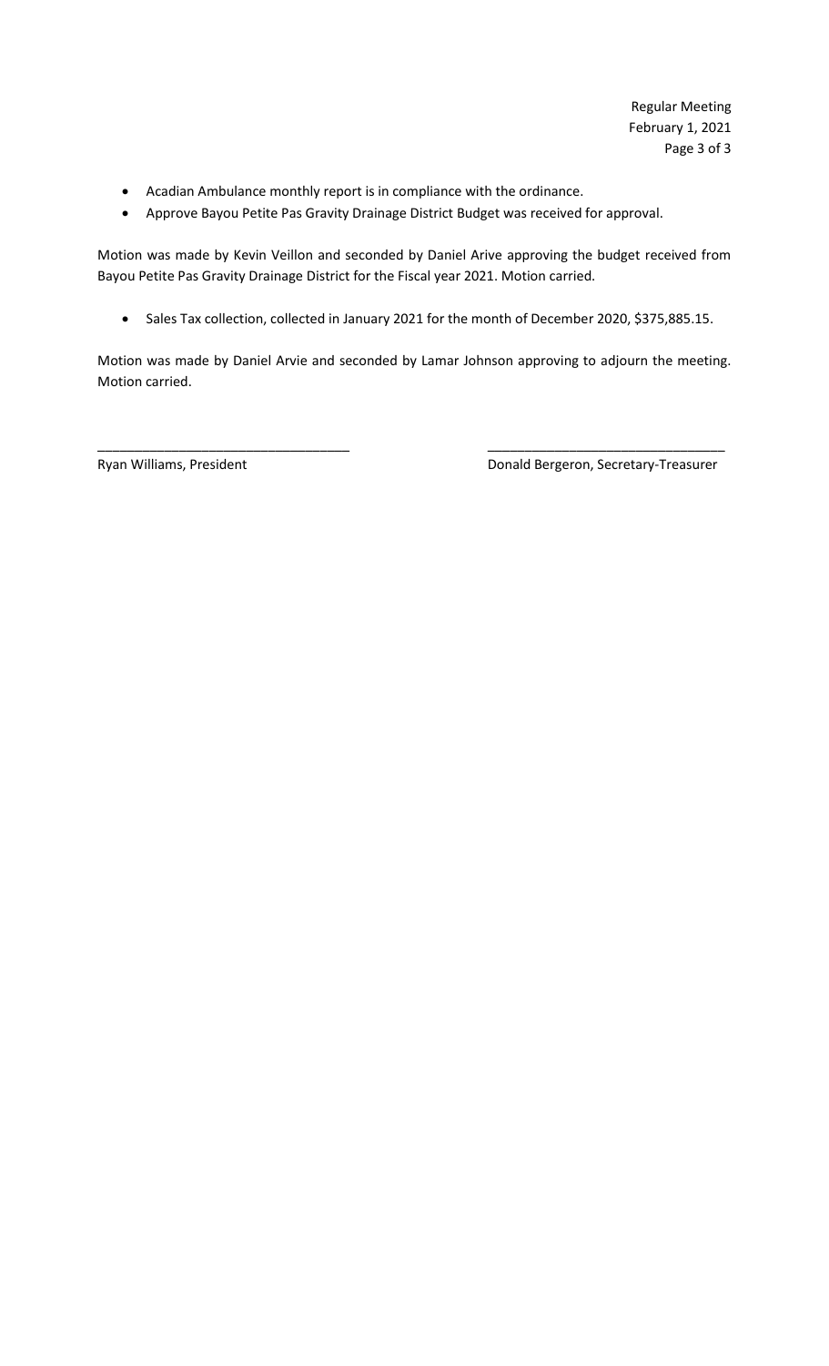- Acadian Ambulance monthly report is in compliance with the ordinance.
- Approve Bayou Petite Pas Gravity Drainage District Budget was received for approval.

Motion was made by Kevin Veillon and seconded by Daniel Arive approving the budget received from Bayou Petite Pas Gravity Drainage District for the Fiscal year 2021. Motion carried.

- Sales Tax collection, collected in January 2021 for the month of December 2020, $375,885.15.

Motion was made by Daniel Arvie and seconded by Lamar Johnson approving to adjourn the meeting. Motion carried.

\_\_\_\_\_\_\_\_\_\_\_\_\_\_\_\_\_\_\_\_\_\_\_\_\_\_\_\_\_\_\_\_\_\_ \_\_\_\_\_\_\_\_\_\_\_\_\_\_\_\_\_\_\_\_\_\_\_\_\_\_\_\_\_\_\_\_

Ryan Williams, President Donald Bergeron, Secretary-Treasurer